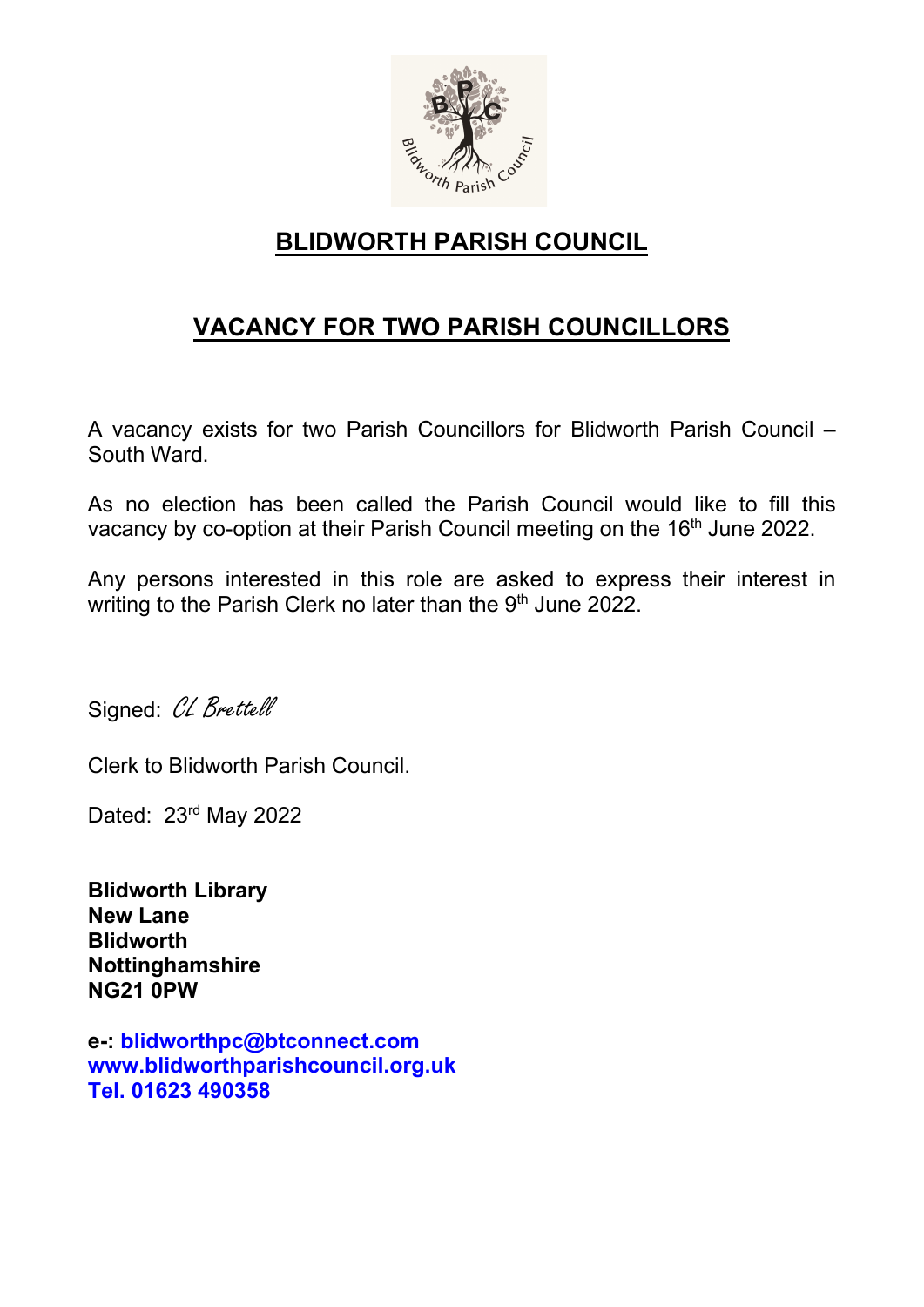# BLIDWORTH PARISH COUNCIL

## VACANCY FOR TWO PARISH COUNCILLORS

A vacancy exists for two Parish Councillors for Blidworth Parish Council – South Ward.

As no election has been called the Parish Council would like to fill this vacancy by co-option at their Parish Council meeting on the 16th June 2022.

Any persons interested in this role are asked to express their interest in writing to the Parish Clerk no later than the 9th June 2022.

Signed: *CL Brettell*

Clerk to Blidworth Parish Council.

Dated: 23rd May 2022

**Blidworth Library**
**New Lane**
**Blidworth**
**Nottinghamshire**
**NG21 0PW**

**e-: blidworthpc@btconnect.com**
**www.blidworthparishcouncil.org.uk**
**Tel. 01623 490358**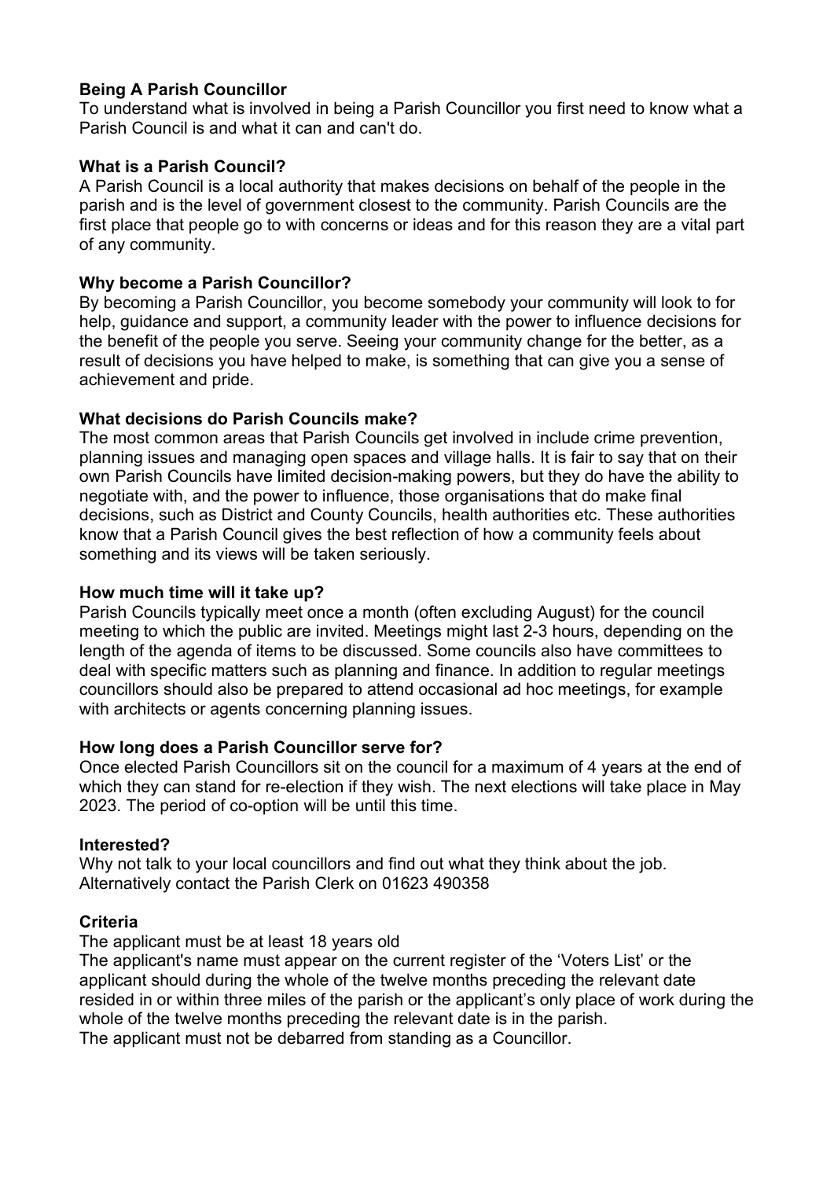## Being A Parish Councillor

To understand what is involved in being a Parish Councillor you first need to know what a Parish Council is and what it can and can't do.

## What is a Parish Council?

A Parish Council is a local authority that makes decisions on behalf of the people in the parish and is the level of government closest to the community. Parish Councils are the first place that people go to with concerns or ideas and for this reason they are a vital part of any community.

## Why become a Parish Councillor?

By becoming a Parish Councillor, you become somebody your community will look to for help, guidance and support, a community leader with the power to influence decisions for the benefit of the people you serve. Seeing your community change for the better, as a result of decisions you have helped to make, is something that can give you a sense of achievement and pride.

## What decisions do Parish Councils make?

The most common areas that Parish Councils get involved in include crime prevention, planning issues and managing open spaces and village halls. It is fair to say that on their own Parish Councils have limited decision-making powers, but they do have the ability to negotiate with, and the power to influence, those organisations that do make final decisions, such as District and County Councils, health authorities etc. These authorities know that a Parish Council gives the best reflection of how a community feels about something and its views will be taken seriously.

## How much time will it take up?

Parish Councils typically meet once a month (often excluding August) for the council meeting to which the public are invited. Meetings might last 2-3 hours, depending on the length of the agenda of items to be discussed. Some councils also have committees to deal with specific matters such as planning and finance. In addition to regular meetings councillors should also be prepared to attend occasional ad hoc meetings, for example with architects or agents concerning planning issues.

## How long does a Parish Councillor serve for?

Once elected Parish Councillors sit on the council for a maximum of 4 years at the end of which they can stand for re-election if they wish. The next elections will take place in May 2023. The period of co-option will be until this time.

## Interested?

Why not talk to your local councillors and find out what they think about the job. Alternatively contact the Parish Clerk on 01623 490358

## Criteria

The applicant must be at least 18 years old

The applicant's name must appear on the current register of the 'Voters List' or the applicant should during the whole of the twelve months preceding the relevant date resided in or within three miles of the parish or the applicant's only place of work during the whole of the twelve months preceding the relevant date is in the parish.

The applicant must not be debarred from standing as a Councillor.